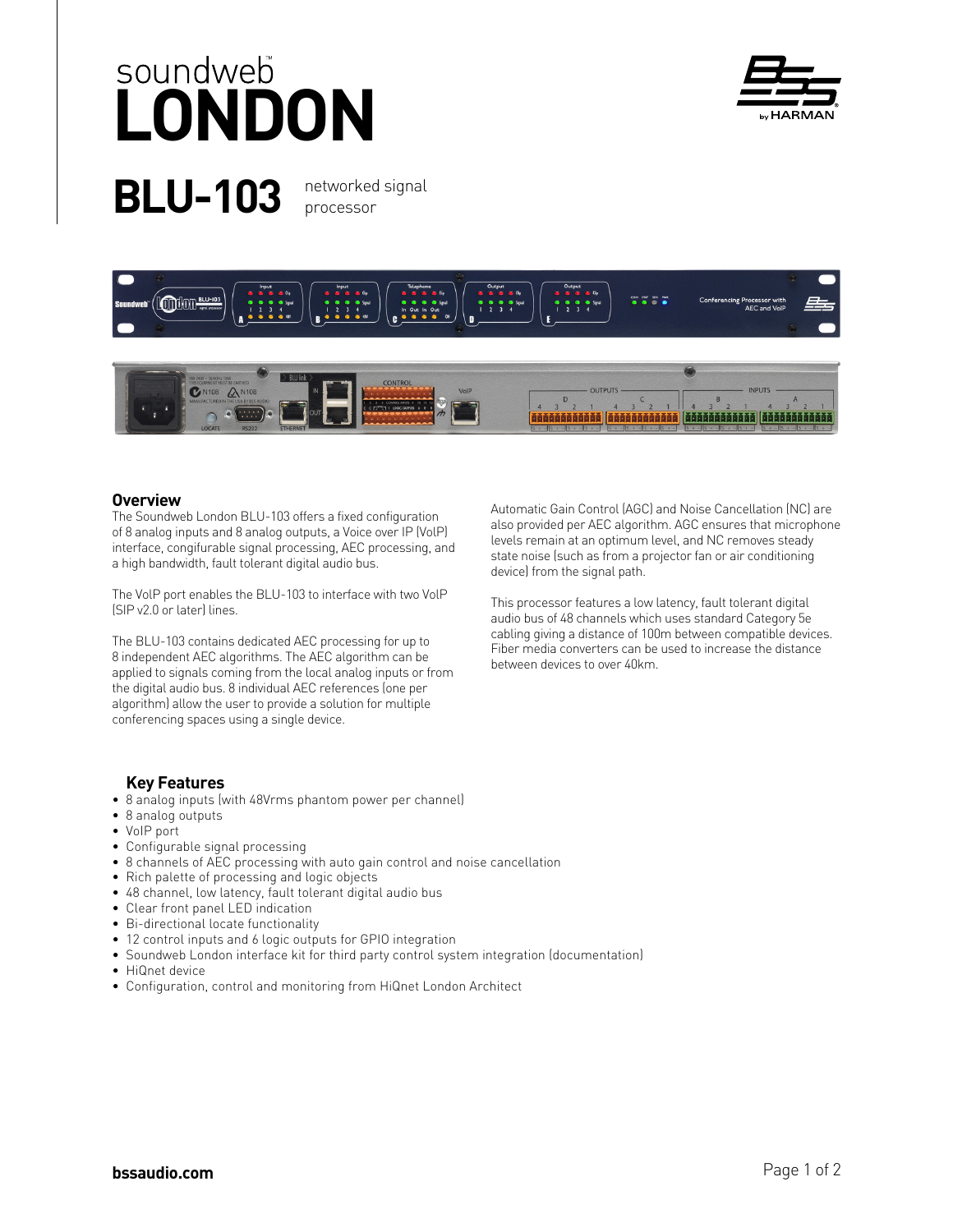# soundweb™ LONDON

# BLU-103

networked signal processor

## Overview

The Soundweb London BLU-103 offers a fixed configuration of 8 analog inputs and 8 analog outputs, a Voice over IP (VoIP) interface, congifurable signal processing, AEC processing, and a high bandwidth, fault tolerant digital audio bus.

The VoIP port enables the BLU-103 to interface with two VoIP (SIP v2.0 or later) lines.

The BLU-103 contains dedicated AEC processing for up to 8 independent AEC algorithms. The AEC algorithm can be applied to signals coming from the local analog inputs or from the digital audio bus. 8 individual AEC references (one per algorithm) allow the user to provide a solution for multiple conferencing spaces using a single device.

Automatic Gain Control (AGC) and Noise Cancellation (NC) are also provided per AEC algorithm. AGC ensures that microphone levels remain at an optimum level, and NC removes steady state noise (such as from a projector fan or air conditioning device) from the signal path.

This processor features a low latency, fault tolerant digital audio bus of 48 channels which uses standard Category 5e cabling giving a distance of 100m between compatible devices. Fiber media converters can be used to increase the distance between devices to over 40km.

## Key Features

- 8 analog inputs (with 48Vrms phantom power per channel)
- 8 analog outputs
- VoIP port
- Configurable signal processing
- 8 channels of AEC processing with auto gain control and noise cancellation
- Rich palette of processing and logic objects
- 48 channel, low latency, fault tolerant digital audio bus
- Clear front panel LED indication
- Bi-directional locate functionality
- 12 control inputs and 6 logic outputs for GPIO integration
- Soundweb London interface kit for third party control system integration (documentation)
- HiQnet device
- Configuration, control and monitoring from HiQnet London Architect

bssaudio.com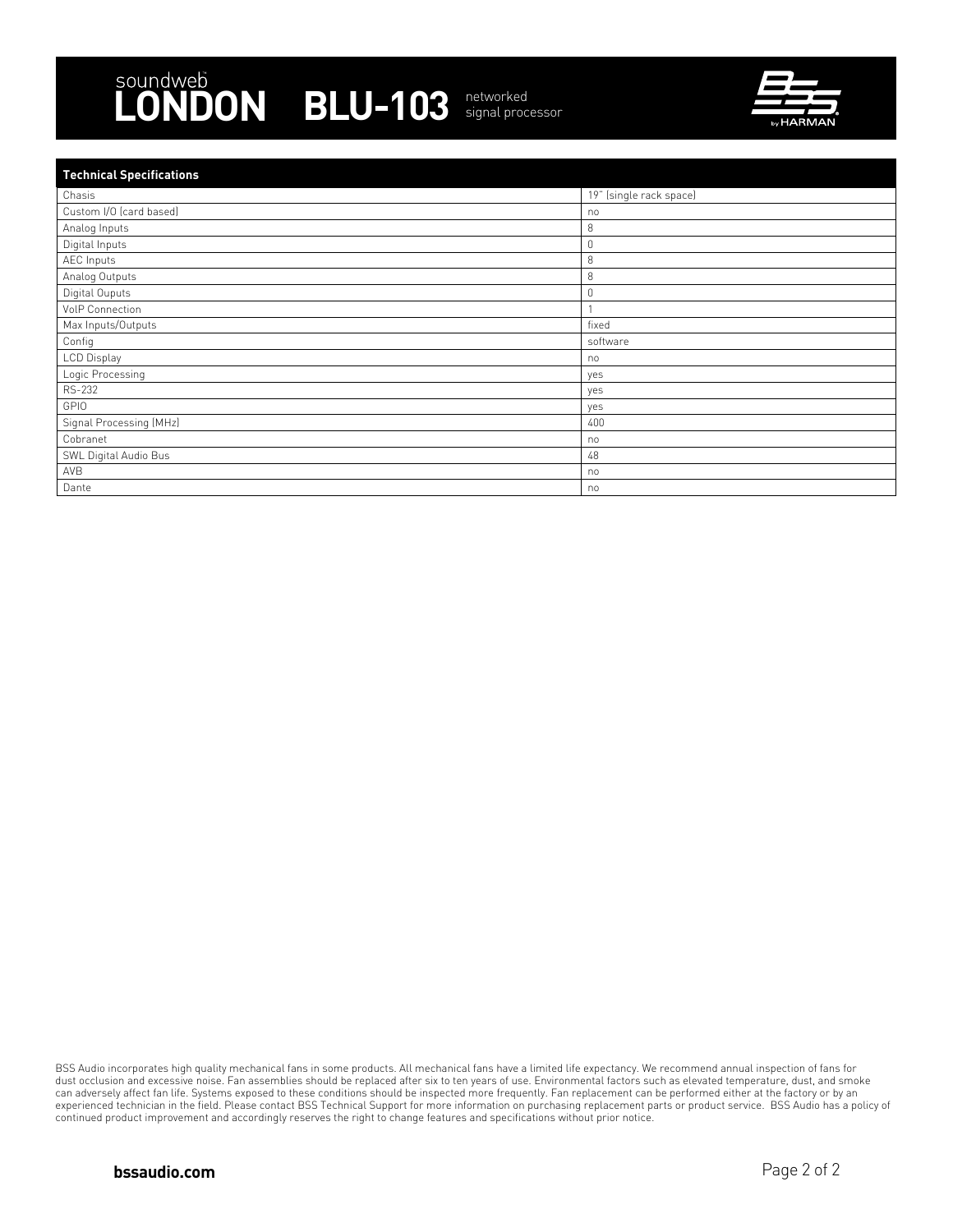# soundweb LONDON BLU-103 networked signal processor

| Technical Specifications | |
|---|---|
| Chasis | 19" (single rack space) |
| Custom I/O (card based) | no |
| Analog Inputs | 8 |
| Digital Inputs | 0 |
| AEC Inputs | 8 |
| Analog Outputs | 8 |
| Digital Ouputs | 0 |
| VoIP Connection | 1 |
| Max Inputs/Outputs | fixed |
| Config | software |
| LCD Display | no |
| Logic Processing | yes |
| RS-232 | yes |
| GPIO | yes |
| Signal Processing (MHz) | 400 |
| Cobranet | no |
| SWL Digital Audio Bus | 48 |
| AVB | no |
| Dante | no |

BSS Audio incorporates high quality mechanical fans in some products. All mechanical fans have a limited life expectancy. We recommend annual inspection of fans for dust occlusion and excessive noise. Fan assemblies should be replaced after six to ten years of use. Environmental factors such as elevated temperature, dust, and smoke can adversely affect fan life. Systems exposed to these conditions should be inspected more frequently. Fan replacement can be performed either at the factory or by an experienced technician in the field. Please contact BSS Technical Support for more information on purchasing replacement parts or product service. BSS Audio has a policy of continued product improvement and accordingly reserves the right to change features and specifications without prior notice.

**bssaudio.com**